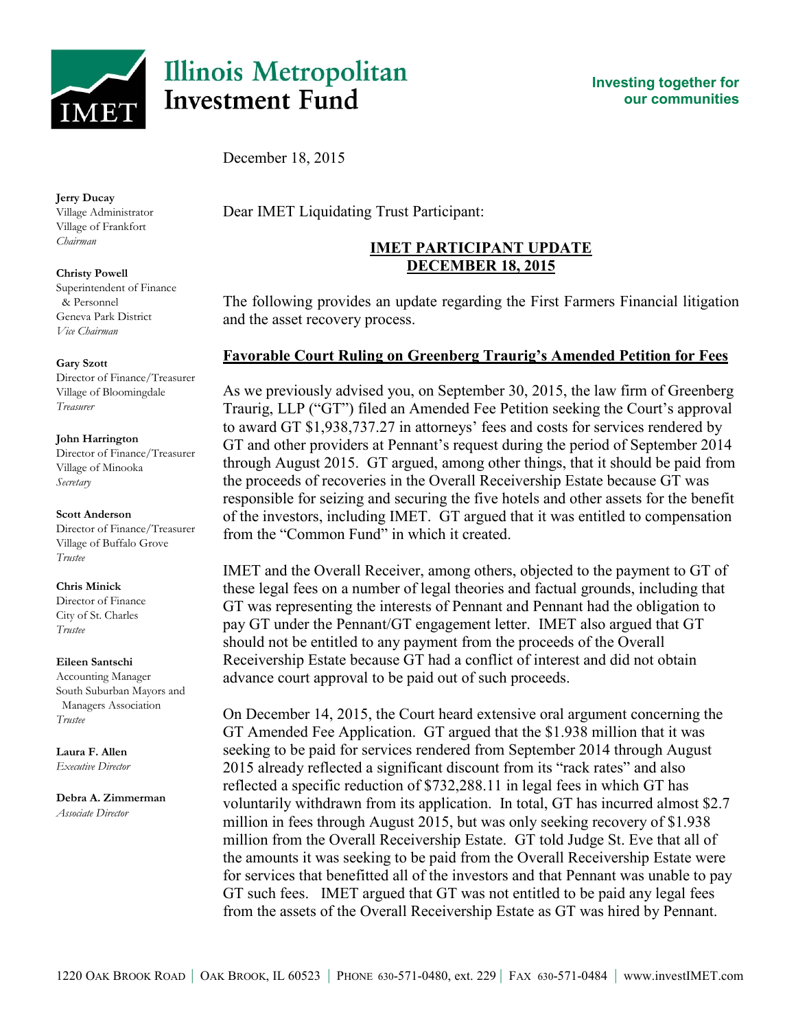# Illinois Metropolitan Investment Fund

**Investing together for our communities**

**Jerry Ducay**
Village Administrator
Village of Frankfort
*Chairman*

**Christy Powell**
Superintendent of Finance & Personnel
Geneva Park District
*Vice Chairman*

**Gary Szott**
Director of Finance/Treasurer
Village of Bloomingdale
*Treasurer*

**John Harrington**
Director of Finance/Treasurer
Village of Minooka
*Secretary*

**Scott Anderson**
Director of Finance/Treasurer
Village of Buffalo Grove
*Trustee*

**Chris Minick**
Director of Finance
City of St. Charles
*Trustee*

**Eileen Santschi**
Accounting Manager
South Suburban Mayors and Managers Association
*Trustee*

**Laura F. Allen**
*Executive Director*

**Debra A. Zimmerman**
*Associate Director*

December 18, 2015

Dear IMET Liquidating Trust Participant:

## IMET PARTICIPANT UPDATE
## DECEMBER 18, 2015

The following provides an update regarding the First Farmers Financial litigation and the asset recovery process.

### Favorable Court Ruling on Greenberg Traurig's Amended Petition for Fees

As we previously advised you, on September 30, 2015, the law firm of Greenberg Traurig, LLP ("GT") filed an Amended Fee Petition seeking the Court's approval to award GT $1,938,737.27 in attorneys' fees and costs for services rendered by GT and other providers at Pennant's request during the period of September 2014 through August 2015. GT argued, among other things, that it should be paid from the proceeds of recoveries in the Overall Receivership Estate because GT was responsible for seizing and securing the five hotels and other assets for the benefit of the investors, including IMET. GT argued that it was entitled to compensation from the "Common Fund" in which it created.

IMET and the Overall Receiver, among others, objected to the payment to GT of these legal fees on a number of legal theories and factual grounds, including that GT was representing the interests of Pennant and Pennant had the obligation to pay GT under the Pennant/GT engagement letter. IMET also argued that GT should not be entitled to any payment from the proceeds of the Overall Receivership Estate because GT had a conflict of interest and did not obtain advance court approval to be paid out of such proceeds.

On December 14, 2015, the Court heard extensive oral argument concerning the GT Amended Fee Application. GT argued that the $1.938 million that it was seeking to be paid for services rendered from September 2014 through August 2015 already reflected a significant discount from its "rack rates" and also reflected a specific reduction of $732,288.11 in legal fees in which GT has voluntarily withdrawn from its application. In total, GT has incurred almost $2.7 million in fees through August 2015, but was only seeking recovery of $1.938 million from the Overall Receivership Estate. GT told Judge St. Eve that all of the amounts it was seeking to be paid from the Overall Receivership Estate were for services that benefitted all of the investors and that Pennant was unable to pay GT such fees. IMET argued that GT was not entitled to be paid any legal fees from the assets of the Overall Receivership Estate as GT was hired by Pennant.

1220 Oak Brook Road | Oak Brook, IL 60523 | Phone 630-571-0480, ext. 229 | Fax 630-571-0484 | www.investIMET.com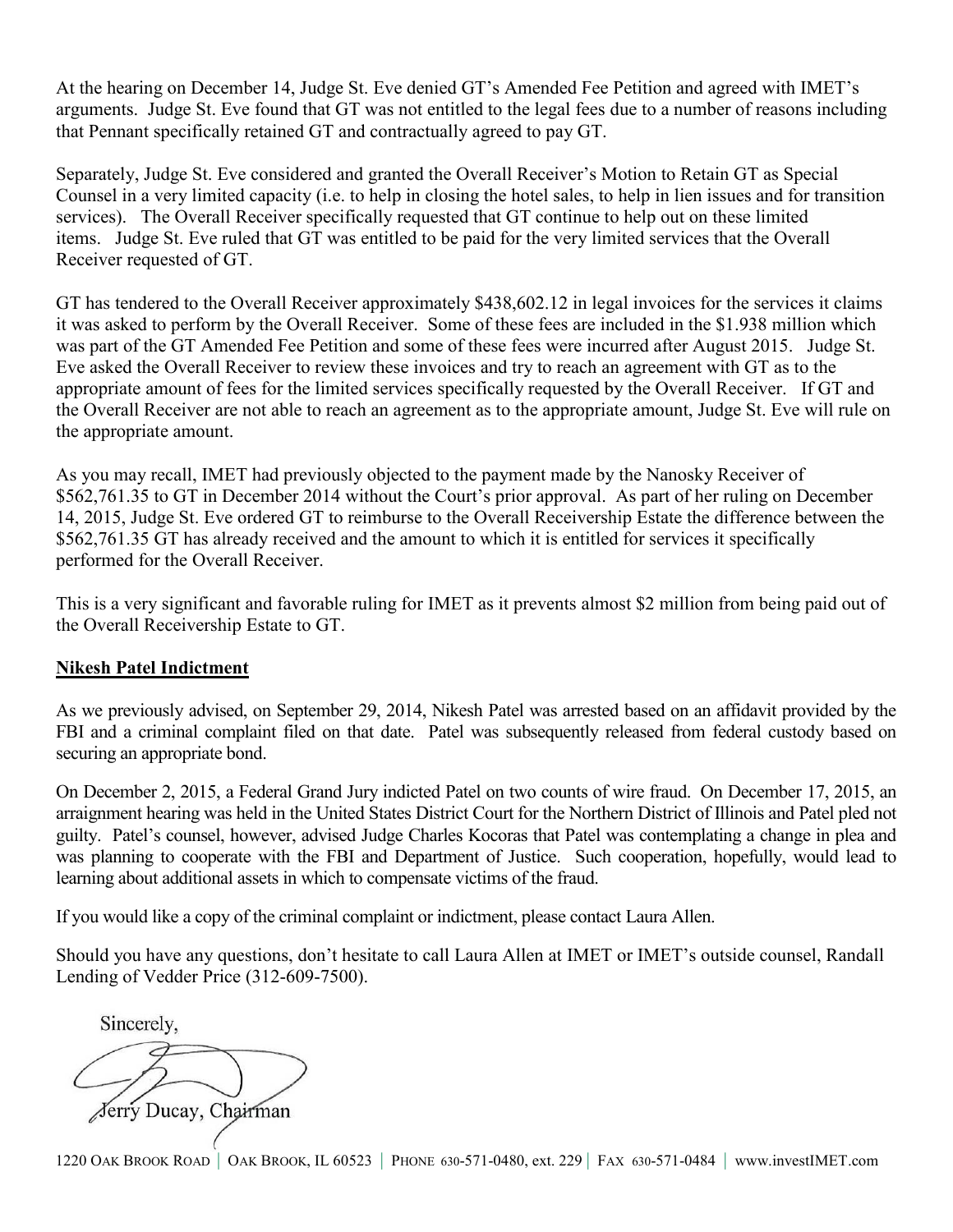At the hearing on December 14, Judge St. Eve denied GT's Amended Fee Petition and agreed with IMET's arguments. Judge St. Eve found that GT was not entitled to the legal fees due to a number of reasons including that Pennant specifically retained GT and contractually agreed to pay GT.

Separately, Judge St. Eve considered and granted the Overall Receiver's Motion to Retain GT as Special Counsel in a very limited capacity (i.e. to help in closing the hotel sales, to help in lien issues and for transition services). The Overall Receiver specifically requested that GT continue to help out on these limited items. Judge St. Eve ruled that GT was entitled to be paid for the very limited services that the Overall Receiver requested of GT.

GT has tendered to the Overall Receiver approximately $438,602.12 in legal invoices for the services it claims it was asked to perform by the Overall Receiver. Some of these fees are included in the $1.938 million which was part of the GT Amended Fee Petition and some of these fees were incurred after August 2015. Judge St. Eve asked the Overall Receiver to review these invoices and try to reach an agreement with GT as to the appropriate amount of fees for the limited services specifically requested by the Overall Receiver. If GT and the Overall Receiver are not able to reach an agreement as to the appropriate amount, Judge St. Eve will rule on the appropriate amount.

As you may recall, IMET had previously objected to the payment made by the Nanosky Receiver of $562,761.35 to GT in December 2014 without the Court's prior approval. As part of her ruling on December 14, 2015, Judge St. Eve ordered GT to reimburse to the Overall Receivership Estate the difference between the $562,761.35 GT has already received and the amount to which it is entitled for services it specifically performed for the Overall Receiver.

This is a very significant and favorable ruling for IMET as it prevents almost $2 million from being paid out of the Overall Receivership Estate to GT.

**Nikesh Patel Indictment**

As we previously advised, on September 29, 2014, Nikesh Patel was arrested based on an affidavit provided by the FBI and a criminal complaint filed on that date. Patel was subsequently released from federal custody based on securing an appropriate bond.

On December 2, 2015, a Federal Grand Jury indicted Patel on two counts of wire fraud. On December 17, 2015, an arraignment hearing was held in the United States District Court for the Northern District of Illinois and Patel pled not guilty. Patel's counsel, however, advised Judge Charles Kocoras that Patel was contemplating a change in plea and was planning to cooperate with the FBI and Department of Justice. Such cooperation, hopefully, would lead to learning about additional assets in which to compensate victims of the fraud.

If you would like a copy of the criminal complaint or indictment, please contact Laura Allen.

Should you have any questions, don't hesitate to call Laura Allen at IMET or IMET's outside counsel, Randall Lending of Vedder Price (312-609-7500).

Sincerely,

Jerry Ducay, Chairman

1220 Oak Brook Road | Oak Brook, IL 60523 | Phone 630-571-0480, ext. 229 | Fax 630-571-0484 | www.investIMET.com